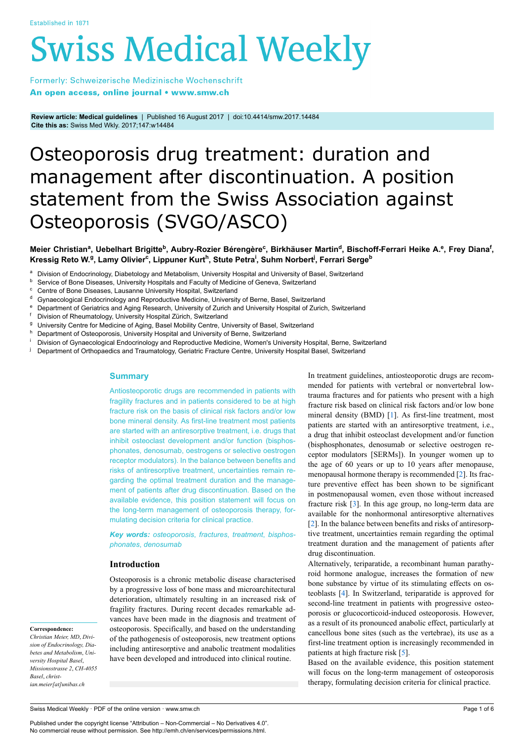Review article: Medical guidelines | Published 16 August 2017 | doi:10.4414/smw.2017.14484
Cite this as: Swiss Med Wkly. 2017;147:w14484

# Osteoporosis drug treatment: duration and management after discontinuation. A position statement from the Swiss Association against Osteoporosis (SVGO/ASCO)

**Meier Christian[a], Uebelhart Brigitte[b], Aubry-Rozier Bérengère[c], Birkhäuser Martin[d], Bischoff-Ferrari Heike A.[e], Frey Diana[f], Kressig Reto W.[g], Lamy Olivier[c], Lippuner Kurt[h], Stute Petra[i], Suhm Norbert[j], Ferrari Serge[b]**

[a] Division of Endocrinology, Diabetology and Metabolism, University Hospital and University of Basel, Switzerland
[b] Service of Bone Diseases, University Hospitals and Faculty of Medicine of Geneva, Switzerland
[c] Centre of Bone Diseases, Lausanne University Hospital, Switzerland
[d] Gynaecological Endocrinology and Reproductive Medicine, University of Berne, Basel, Switzerland
[e] Department of Geriatrics and Aging Research, University of Zurich and University Hospital of Zurich, Switzerland
[f] Division of Rheumatology, University Hospital Zürich, Switzerland
[g] University Centre for Medicine of Aging, Basel Mobility Centre, University of Basel, Switzerland
[h] Department of Osteoporosis, University Hospital and University of Berne, Switzerland
[i] Division of Gynaecological Endocrinology and Reproductive Medicine, Women's University Hospital, Berne, Switzerland
[j] Department of Orthopaedics and Traumatology, Geriatric Fracture Centre, University Hospital Basel, Switzerland

## Summary

Antiosteoporotic drugs are recommended in patients with fragility fractures and in patients considered to be at high fracture risk on the basis of clinical risk factors and/or low bone mineral density. As first-line treatment most patients are started with an antiresorptive treatment, i.e. drugs that inhibit osteoclast development and/or function (bisphosphonates, denosumab, oestrogens or selective oestrogen receptor modulators). In the balance between benefits and risks of antiresorptive treatment, uncertainties remain regarding the optimal treatment duration and the management of patients after drug discontinuation. Based on the available evidence, this position statement will focus on the long-term management of osteoporosis therapy, formulating decision criteria for clinical practice.

***Key words:*** *osteoporosis, fractures, treatment, bisphosphonates, denosumab*

## Introduction

Osteoporosis is a chronic metabolic disease characterised by a progressive loss of bone mass and microarchitectural deterioration, ultimately resulting in an increased risk of fragility fractures. During recent decades remarkable advances have been made in the diagnosis and treatment of osteoporosis. Specifically, and based on the understanding of the pathogenesis of osteoporosis, new treatment options including antiresorptive and anabolic treatment modalities have been developed and introduced into clinical routine.

In treatment guidelines, antiosteoporotic drugs are recommended for patients with vertebral or nonvertebral low-trauma fractures and for patients who present with a high fracture risk based on clinical risk factors and/or low bone mineral density (BMD) [1]. As first-line treatment, most patients are started with an antiresorptive treatment, i.e., a drug that inhibit osteoclast development and/or function (bisphosphonates, denosumab or selective oestrogen receptor modulators [SERMs]). In younger women up to the age of 60 years or up to 10 years after menopause, menopausal hormone therapy is recommended [2]. Its fracture preventive effect has been shown to be significant in postmenopausal women, even those without increased fracture risk [3]. In this age group, no long-term data are available for the nonhormonal antiresorptive alternatives [2]. In the balance between benefits and risks of antiresorptive treatment, uncertainties remain regarding the optimal treatment duration and the management of patients after drug discontinuation.

Alternatively, teriparatide, a recombinant human parathyroid hormone analogue, increases the formation of new bone substance by virtue of its stimulating effects on osteoblasts [4]. In Switzerland, teriparatide is approved for second-line treatment in patients with progressive osteoporosis or glucocorticoid-induced osteoporosis. However, as a result of its pronounced anabolic effect, particularly at cancellous bone sites (such as the vertebrae), its use as a first-line treatment option is increasingly recommended in patients at high fracture risk [5].

Based on the available evidence, this position statement will focus on the long-term management of osteoporosis therapy, formulating decision criteria for clinical practice.

**Correspondence:**
*Christian Meier, MD, Division of Endocrinology, Diabetes and Metabolism, University Hospital Basel, Missionsstrasse 2, CH-4055 Basel, christian.meier[at]unibas.ch*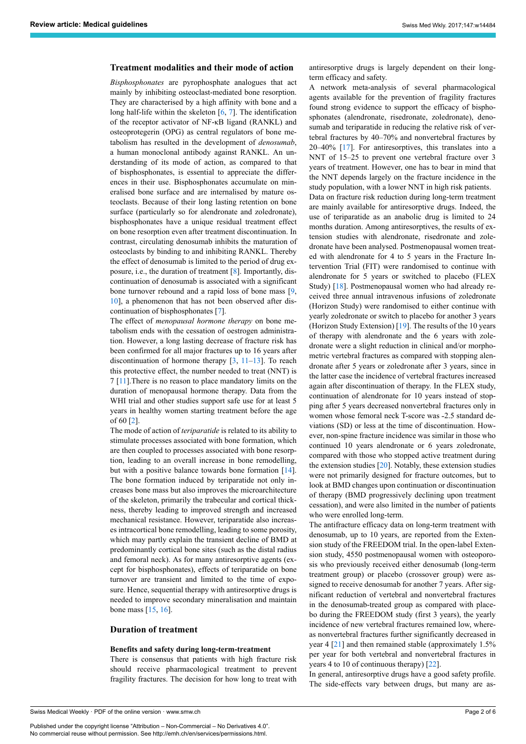## Treatment modalities and their mode of action

*Bisphosphonates* are pyrophosphate analogues that act mainly by inhibiting osteoclast-mediated bone resorption. They are characterised by a high affinity with bone and a long half-life within the skeleton [6, 7]. The identification of the receptor activator of NF-κB ligand (RANKL) and osteoprotegerin (OPG) as central regulators of bone metabolism has resulted in the development of *denosumab*, a human monoclonal antibody against RANKL. An understanding of its mode of action, as compared to that of bisphosphonates, is essential to appreciate the differences in their use. Bisphosphonates accumulate on mineralised bone surface and are internalised by mature osteoclasts. Because of their long lasting retention on bone surface (particularly so for alendronate and zoledronate), bisphosphonates have a unique residual treatment effect on bone resorption even after treatment discontinuation. In contrast, circulating denosumab inhibits the maturation of osteoclasts by binding to and inhibiting RANKL. Thereby the effect of denosumab is limited to the period of drug exposure, i.e., the duration of treatment [8]. Importantly, discontinuation of denosumab is associated with a significant bone turnover rebound and a rapid loss of bone mass [9, 10], a phenomenon that has not been observed after discontinuation of bisphosphonates [7].

The effect of *menopausal hormone therapy* on bone metabolism ends with the cessation of oestrogen administration. However, a long lasting decrease of fracture risk has been confirmed for all major fractures up to 16 years after discontinuation of hormone therapy [3, 11–13]. To reach this protective effect, the number needed to treat (NNT) is 7 [11].There is no reason to place mandatory limits on the duration of menopausal hormone therapy. Data from the WHI trial and other studies support safe use for at least 5 years in healthy women starting treatment before the age of 60 [2].

The mode of action of *teriparatide* is related to its ability to stimulate processes associated with bone formation, which are then coupled to processes associated with bone resorption, leading to an overall increase in bone remodelling, but with a positive balance towards bone formation [14]. The bone formation induced by teriparatide not only increases bone mass but also improves the microarchitecture of the skeleton, primarily the trabecular and cortical thickness, thereby leading to improved strength and increased mechanical resistance. However, teriparatide also increases intracortical bone remodelling, leading to some porosity, which may partly explain the transient decline of BMD at predominantly cortical bone sites (such as the distal radius and femoral neck). As for many antiresorptive agents (except for bisphosphonates), effects of teriparatide on bone turnover are transient and limited to the time of exposure. Hence, sequential therapy with antiresorptive drugs is needed to improve secondary mineralisation and maintain bone mass [15, 16].

## Duration of treatment

### Benefits and safety during long-term-treatment

There is consensus that patients with high fracture risk should receive pharmacological treatment to prevent fragility fractures. The decision for how long to treat with antiresorptive drugs is largely dependent on their long-term efficacy and safety.

A network meta-analysis of several pharmacological agents available for the prevention of fragility fractures found strong evidence to support the efficacy of bisphosphonates (alendronate, risedronate, zoledronate), denosumab and teriparatide in reducing the relative risk of vertebral fractures by 40–70% and nonvertebral fractures by 20–40% [17]. For antiresorptives, this translates into a NNT of 15–25 to prevent one vertebral fracture over 3 years of treatment. However, one has to bear in mind that the NNT depends largely on the fracture incidence in the study population, with a lower NNT in high risk patients.

Data on fracture risk reduction during long-term treatment are mainly available for antiresorptive drugs. Indeed, the use of teriparatide as an anabolic drug is limited to 24 months duration. Among antiresorptives, the results of extension studies with alendronate, risedronate and zoledronate have been analysed. Postmenopausal women treated with alendronate for 4 to 5 years in the Fracture Intervention Trial (FIT) were randomised to continue with alendronate for 5 years or switched to placebo (FLEX Study) [18]. Postmenopausal women who had already received three annual intravenous infusions of zoledronate (Horizon Study) were randomised to either continue with yearly zoledronate or switch to placebo for another 3 years (Horizon Study Extension) [19]. The results of the 10 years of therapy with alendronate and the 6 years with zoledronate were a slight reduction in clinical and/or morphometric vertebral fractures as compared with stopping alendronate after 5 years or zoledronate after 3 years, since in the latter case the incidence of vertebral fractures increased again after discontinuation of therapy. In the FLEX study, continuation of alendronate for 10 years instead of stopping after 5 years decreased nonvertebral fractures only in women whose femoral neck T-score was -2.5 standard deviations (SD) or less at the time of discontinuation. However, non-spine fracture incidence was similar in those who continued 10 years alendronate or 6 years zoledronate, compared with those who stopped active treatment during the extension studies [20]. Notably, these extension studies were not primarily designed for fracture outcomes, but to look at BMD changes upon continuation or discontinuation of therapy (BMD progressively declining upon treatment cessation), and were also limited in the number of patients who were enrolled long-term.

The antifracture efficacy data on long-term treatment with denosumab, up to 10 years, are reported from the Extension study of the FREEDOM trial. In the open-label Extension study, 4550 postmenopausal women with osteoporosis who previously received either denosumab (long-term treatment group) or placebo (crossover group) were assigned to receive denosumab for another 7 years. After significant reduction of vertebral and nonvertebral fractures in the denosumab-treated group as compared with placebo during the FREEDOM study (first 3 years), the yearly incidence of new vertebral fractures remained low, whereas nonvertebral fractures further significantly decreased in year 4 [21] and then remained stable (approximately 1.5% per year for both vertebral and nonvertebral fractures in years 4 to 10 of continuous therapy) [22].

In general, antiresorptive drugs have a good safety profile. The side-effects vary between drugs, but many are as-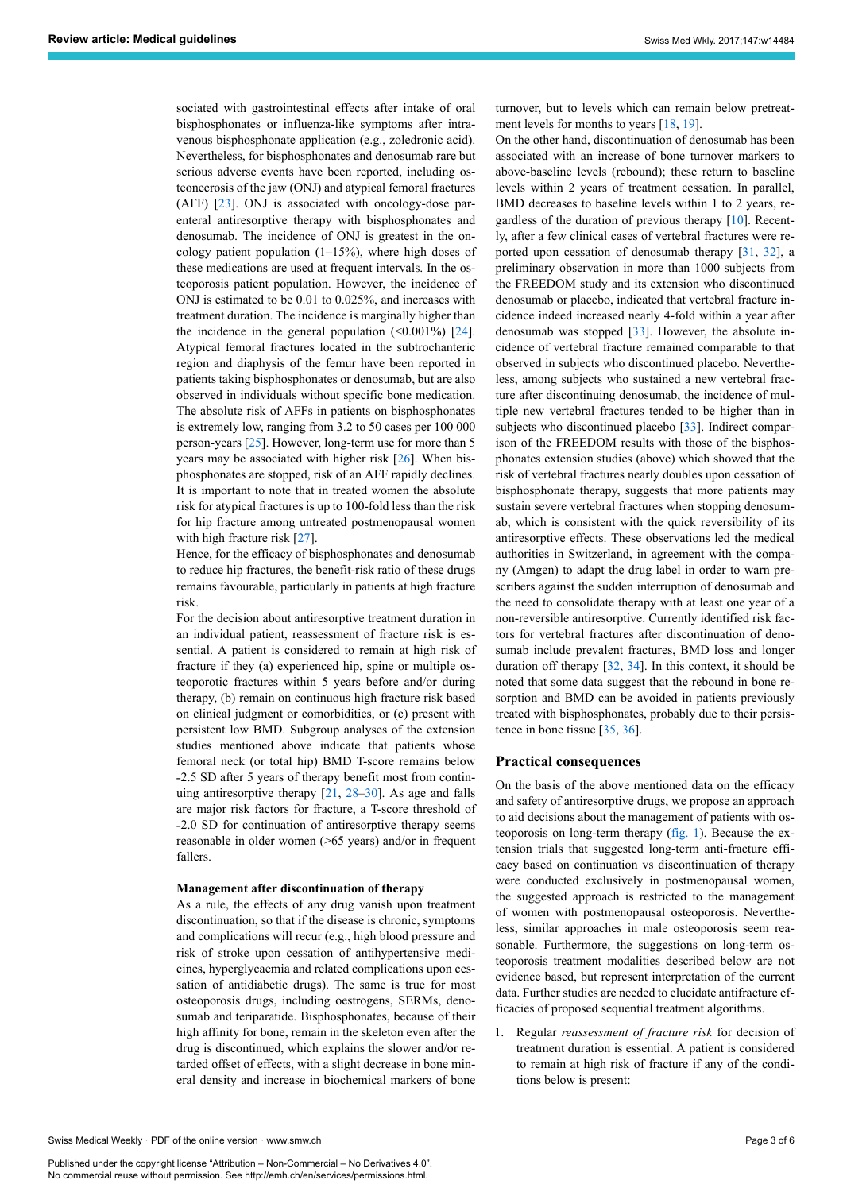sociated with gastrointestinal effects after intake of oral bisphosphonates or influenza-like symptoms after intravenous bisphosphonate application (e.g., zoledronic acid). Nevertheless, for bisphosphonates and denosumab rare but serious adverse events have been reported, including osteonecrosis of the jaw (ONJ) and atypical femoral fractures (AFF) [23]. ONJ is associated with oncology-dose parenteral antiresorptive therapy with bisphosphonates and denosumab. The incidence of ONJ is greatest in the oncology patient population (1–15%), where high doses of these medications are used at frequent intervals. In the osteoporosis patient population. However, the incidence of ONJ is estimated to be 0.01 to 0.025%, and increases with treatment duration. The incidence is marginally higher than the incidence in the general population (<0.001%) [24]. Atypical femoral fractures located in the subtrochanteric region and diaphysis of the femur have been reported in patients taking bisphosphonates or denosumab, but are also observed in individuals without specific bone medication. The absolute risk of AFFs in patients on bisphosphonates is extremely low, ranging from 3.2 to 50 cases per 100 000 person-years [25]. However, long-term use for more than 5 years may be associated with higher risk [26]. When bisphosphonates are stopped, risk of an AFF rapidly declines. It is important to note that in treated women the absolute risk for atypical fractures is up to 100-fold less than the risk for hip fracture among untreated postmenopausal women with high fracture risk [27].

Hence, for the efficacy of bisphosphonates and denosumab to reduce hip fractures, the benefit-risk ratio of these drugs remains favourable, particularly in patients at high fracture risk.

For the decision about antiresorptive treatment duration in an individual patient, reassessment of fracture risk is essential. A patient is considered to remain at high risk of fracture if they (a) experienced hip, spine or multiple osteoporotic fractures within 5 years before and/or during therapy, (b) remain on continuous high fracture risk based on clinical judgment or comorbidities, or (c) present with persistent low BMD. Subgroup analyses of the extension studies mentioned above indicate that patients whose femoral neck (or total hip) BMD T-score remains below -2.5 SD after 5 years of therapy benefit most from continuing antiresorptive therapy [21, 28–30]. As age and falls are major risk factors for fracture, a T-score threshold of -2.0 SD for continuation of antiresorptive therapy seems reasonable in older women (>65 years) and/or in frequent fallers.

#### Management after discontinuation of therapy

As a rule, the effects of any drug vanish upon treatment discontinuation, so that if the disease is chronic, symptoms and complications will recur (e.g., high blood pressure and risk of stroke upon cessation of antihypertensive medicines, hyperglycaemia and related complications upon cessation of antidiabetic drugs). The same is true for most osteoporosis drugs, including oestrogens, SERMs, denosumab and teriparatide. Bisphosphonates, because of their high affinity for bone, remain in the skeleton even after the drug is discontinued, which explains the slower and/or retarded offset of effects, with a slight decrease in bone mineral density and increase in biochemical markers of bone turnover, but to levels which can remain below pretreatment levels for months to years [18, 19].

On the other hand, discontinuation of denosumab has been associated with an increase of bone turnover markers to above-baseline levels (rebound); these return to baseline levels within 2 years of treatment cessation. In parallel, BMD decreases to baseline levels within 1 to 2 years, regardless of the duration of previous therapy [10]. Recently, after a few clinical cases of vertebral fractures were reported upon cessation of denosumab therapy [31, 32], a preliminary observation in more than 1000 subjects from the FREEDOM study and its extension who discontinued denosumab or placebo, indicated that vertebral fracture incidence indeed increased nearly 4-fold within a year after denosumab was stopped [33]. However, the absolute incidence of vertebral fracture remained comparable to that observed in subjects who discontinued placebo. Nevertheless, among subjects who sustained a new vertebral fracture after discontinuing denosumab, the incidence of multiple new vertebral fractures tended to be higher than in subjects who discontinued placebo [33]. Indirect comparison of the FREEDOM results with those of the bisphosphonates extension studies (above) which showed that the risk of vertebral fractures nearly doubles upon cessation of bisphosphonate therapy, suggests that more patients may sustain severe vertebral fractures when stopping denosumab, which is consistent with the quick reversibility of its antiresorptive effects. These observations led the medical authorities in Switzerland, in agreement with the company (Amgen) to adapt the drug label in order to warn prescribers against the sudden interruption of denosumab and the need to consolidate therapy with at least one year of a non-reversible antiresorptive. Currently identified risk factors for vertebral fractures after discontinuation of denosumab include prevalent fractures, BMD loss and longer duration off therapy [32, 34]. In this context, it should be noted that some data suggest that the rebound in bone resorption and BMD can be avoided in patients previously treated with bisphosphonates, probably due to their persistence in bone tissue [35, 36].

## Practical consequences

On the basis of the above mentioned data on the efficacy and safety of antiresorptive drugs, we propose an approach to aid decisions about the management of patients with osteoporosis on long-term therapy (fig. 1). Because the extension trials that suggested long-term anti-fracture efficacy based on continuation vs discontinuation of therapy were conducted exclusively in postmenopausal women, the suggested approach is restricted to the management of women with postmenopausal osteoporosis. Nevertheless, similar approaches in male osteoporosis seem reasonable. Furthermore, the suggestions on long-term osteoporosis treatment modalities described below are not evidence based, but represent interpretation of the current data. Further studies are needed to elucidate antifracture efficacies of proposed sequential treatment algorithms.

1. Regular *reassessment of fracture risk* for decision of treatment duration is essential. A patient is considered to remain at high risk of fracture if any of the conditions below is present: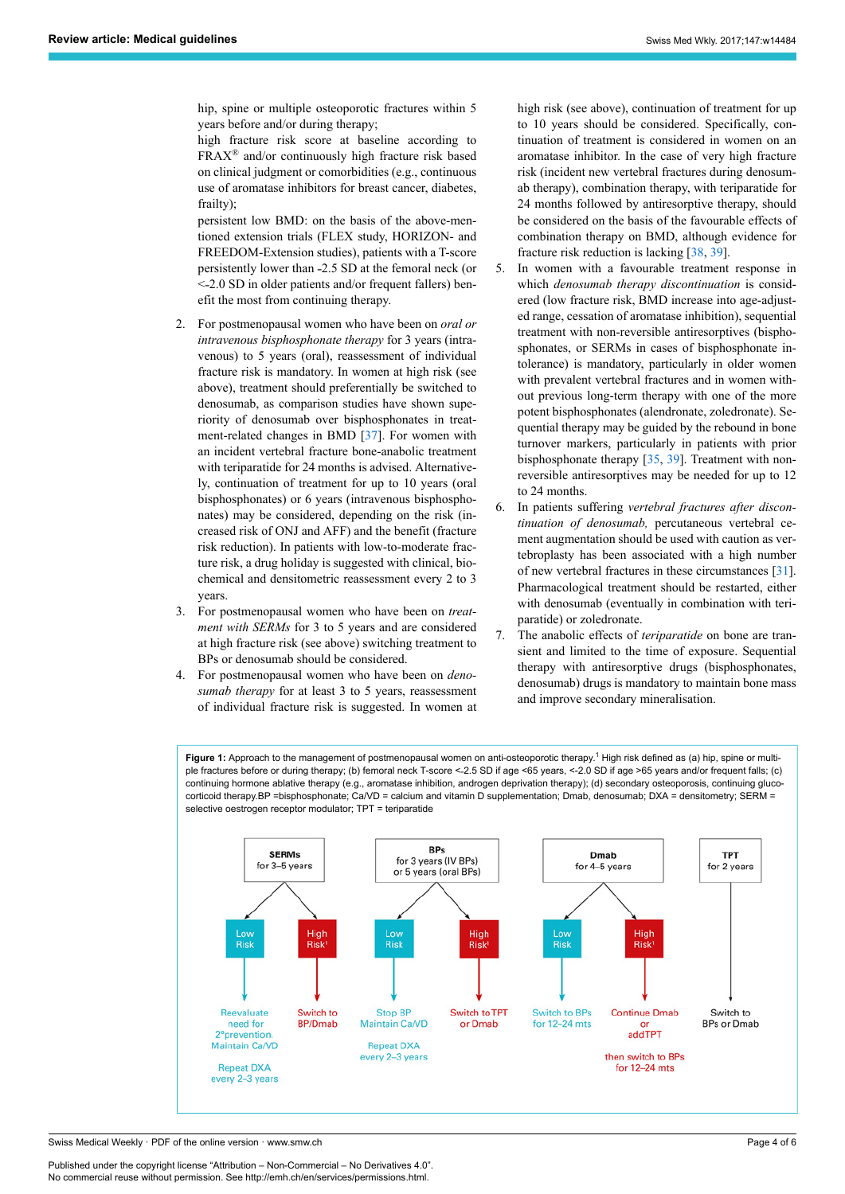hip, spine or multiple osteoporotic fractures within 5 years before and/or during therapy;

high fracture risk score at baseline according to FRAX® and/or continuously high fracture risk based on clinical judgment or comorbidities (e.g., continuous use of aromatase inhibitors for breast cancer, diabetes, frailty);

persistent low BMD: on the basis of the above-mentioned extension trials (FLEX study, HORIZON- and FREEDOM-Extension studies), patients with a T-score persistently lower than -2.5 SD at the femoral neck (or <-2.0 SD in older patients and/or frequent fallers) benefit the most from continuing therapy.

2. For postmenopausal women who have been on *oral or intravenous bisphosphonate therapy* for 3 years (intravenous) to 5 years (oral), reassessment of individual fracture risk is mandatory. In women at high risk (see above), treatment should preferentially be switched to denosumab, as comparison studies have shown superiority of denosumab over bisphosphonates in treatment-related changes in BMD [37]. For women with an incident vertebral fracture bone-anabolic treatment with teriparatide for 24 months is advised. Alternatively, continuation of treatment for up to 10 years (oral bisphosphonates) or 6 years (intravenous bisphosphonates) may be considered, depending on the risk (increased risk of ONJ and AFF) and the benefit (fracture risk reduction). In patients with low-to-moderate fracture risk, a drug holiday is suggested with clinical, biochemical and densitometric reassessment every 2 to 3 years.
3. For postmenopausal women who have been on *treatment with SERMs* for 3 to 5 years and are considered at high fracture risk (see above) switching treatment to BPs or denosumab should be considered.
4. For postmenopausal women who have been on *denosumab therapy* for at least 3 to 5 years, reassessment of individual fracture risk is suggested. In women at high risk (see above), continuation of treatment for up to 10 years should be considered. Specifically, continuation of treatment is considered in women on an aromatase inhibitor. In the case of very high fracture risk (incident new vertebral fractures during denosumab therapy), combination therapy, with teriparatide for 24 months followed by antiresorptive therapy, should be considered on the basis of the favourable effects of combination therapy on BMD, although evidence for fracture risk reduction is lacking [38, 39].
5. In women with a favourable treatment response in which *denosumab therapy discontinuation* is considered (low fracture risk, BMD increase into age-adjusted range, cessation of aromatase inhibition), sequential treatment with non-reversible antiresorptives (bisphosphonates, or SERMs in cases of bisphosphonate intolerance) is mandatory, particularly in older women with prevalent vertebral fractures and in women without previous long-term therapy with one of the more potent bisphosphonates (alendronate, zoledronate). Sequential therapy may be guided by the rebound in bone turnover markers, particularly in patients with prior bisphosphonate therapy [35, 39]. Treatment with non-reversible antiresorptives may be needed for up to 12 to 24 months.
6. In patients suffering *vertebral fractures after discontinuation of denosumab,* percutaneous vertebral cement augmentation should be used with caution as vertebroplasty has been associated with a high number of new vertebral fractures in these circumstances [31]. Pharmacological treatment should be restarted, either with denosumab (eventually in combination with teriparatide) or zoledronate.
7. The anabolic effects of *teriparatide* on bone are transient and limited to the time of exposure. Sequential therapy with antiresorptive drugs (bisphosphonates, denosumab) drugs is mandatory to maintain bone mass and improve secondary mineralisation.

**Figure 1:** Approach to the management of postmenopausal women on anti-osteoporotic therapy.[1] High risk defined as (a) hip, spine or multiple fractures before or during therapy; (b) femoral neck T-score <-2.5 SD if age <65 years, <-2.0 SD if age >65 years and/or frequent falls; (c) continuing hormone ablative therapy (e.g., aromatase inhibition, androgen deprivation therapy); (d) secondary osteoporosis, continuing glucocorticoid therapy.BP =bisphosphonate; Ca/VD = calcium and vitamin D supplementation; Dmab, denosumab; DXA = densitometry; SERM = selective oestrogen receptor modulator; TPT = teriparatide

| Therapy | Low Risk | High Risk[1] |
|---|---|---|
| SERMs for 3–5 years | Reevaluate need for 2°prevention. Maintain Ca/VD. Repeat DXA every 2–3 years | Switch to BP/Dmab |
| BPs for 3 years (IV BPs) or 5 years (oral BPs) | Stop BP. Maintain Ca/VD. Repeat DXA every 2–3 years | Switch to TPT or Dmab |
| Dmab for 4–5 years | Switch to BPs for 12–24 mts | Continue Dmab or addTPT, then switch to BPs for 12–24 mts |
| TPT for 2 years | Switch to BPs or Dmab | |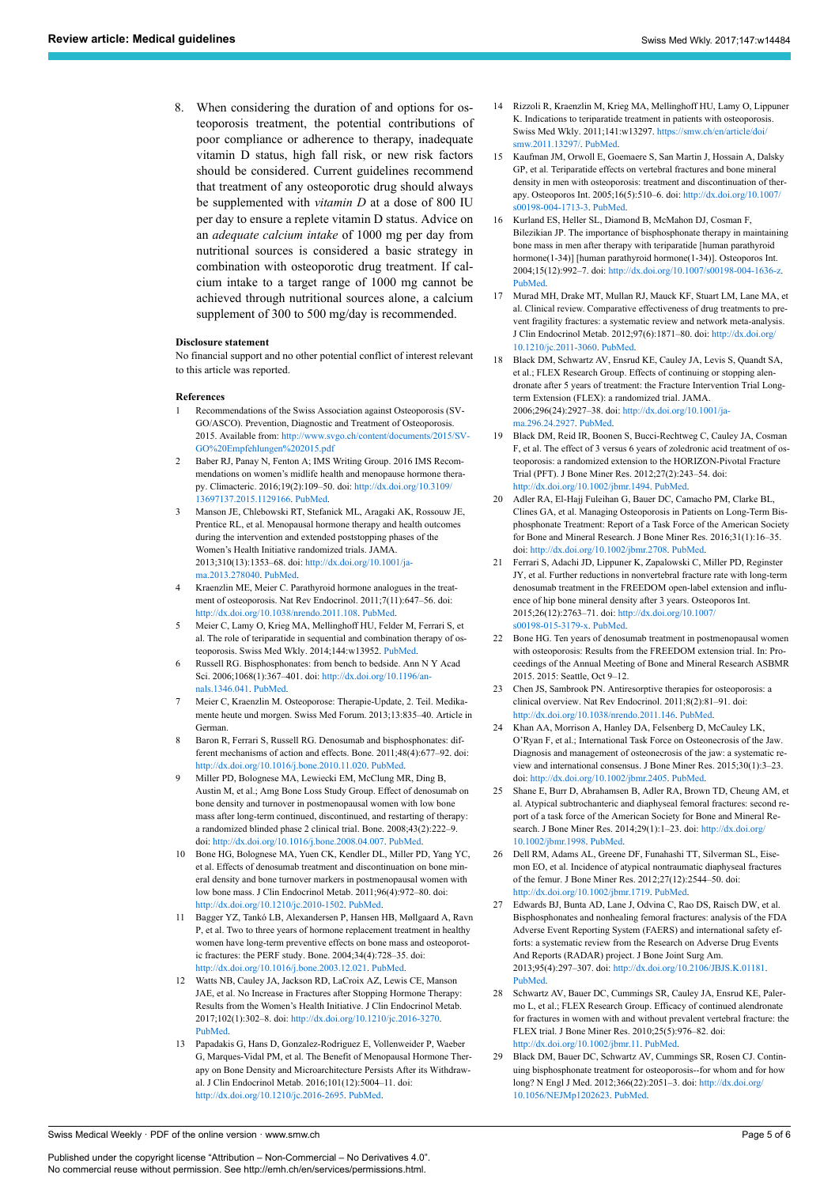8. When considering the duration of and options for osteoporosis treatment, the potential contributions of poor compliance or adherence to therapy, inadequate vitamin D status, high fall risk, or new risk factors should be considered. Current guidelines recommend that treatment of any osteoporotic drug should always be supplemented with *vitamin D* at a dose of 800 IU per day to ensure a replete vitamin D status. Advice on an *adequate calcium intake* of 1000 mg per day from nutritional sources is considered a basic strategy in combination with osteoporotic drug treatment. If calcium intake to a target range of 1000 mg cannot be achieved through nutritional sources alone, a calcium supplement of 300 to 500 mg/day is recommended.

**Disclosure statement**

No financial support and no other potential conflict of interest relevant to this article was reported.

**References**

1. Recommendations of the Swiss Association against Osteoporosis (SVGO/ASCO). Prevention, Diagnostic and Treatment of Osteoporosis. 2015. Available from: http://www.svgo.ch/content/documents/2015/SVGO%20Empfehlungen%202015.pdf
2. Baber RJ, Panay N, Fenton A; IMS Writing Group. 2016 IMS Recommendations on women's midlife health and menopause hormone therapy. Climacteric. 2016;19(2):109–50. doi: http://dx.doi.org/10.3109/13697137.2015.1129166. PubMed.
3. Manson JE, Chlebowski RT, Stefanick ML, Aragaki AK, Rossouw JE, Prentice RL, et al. Menopausal hormone therapy and health outcomes during the intervention and extended poststopping phases of the Women's Health Initiative randomized trials. JAMA. 2013;310(13):1353–68. doi: http://dx.doi.org/10.1001/jama.2013.278040. PubMed.
4. Kraenzlin ME, Meier C. Parathyroid hormone analogues in the treatment of osteoporosis. Nat Rev Endocrinol. 2011;7(11):647–56. doi: http://dx.doi.org/10.1038/nrendo.2011.108. PubMed.
5. Meier C, Lamy O, Krieg MA, Mellinghoff HU, Felder M, Ferrari S, et al. The role of teriparatide in sequential and combination therapy of osteoporosis. Swiss Med Wkly. 2014;144:w13952. PubMed.
6. Russell RG. Bisphosphonates: from bench to bedside. Ann N Y Acad Sci. 2006;1068(1):367–401. doi: http://dx.doi.org/10.1196/annals.1346.041. PubMed.
7. Meier C, Kraenzlin M. Osteoporose: Therapie-Update, 2. Teil. Medikamente heute und morgen. Swiss Med Forum. 2013;13:835–40. Article in German.
8. Baron R, Ferrari S, Russell RG. Denosumab and bisphosphonates: different mechanisms of action and effects. Bone. 2011;48(4):677–92. doi: http://dx.doi.org/10.1016/j.bone.2010.11.020. PubMed.
9. Miller PD, Bolognese MA, Lewiecki EM, McClung MR, Ding B, Austin M, et al.; Amg Bone Loss Study Group. Effect of denosumab on bone density and turnover in postmenopausal women with low bone mass after long-term continued, discontinued, and restarting of therapy: a randomized blinded phase 2 clinical trial. Bone. 2008;43(2):222–9. doi: http://dx.doi.org/10.1016/j.bone.2008.04.007. PubMed.
10. Bone HG, Bolognese MA, Yuen CK, Kendler DL, Miller PD, Yang YC, et al. Effects of denosumab treatment and discontinuation on bone mineral density and bone turnover markers in postmenopausal women with low bone mass. J Clin Endocrinol Metab. 2011;96(4):972–80. doi: http://dx.doi.org/10.1210/jc.2010-1502. PubMed.
11. Bagger YZ, Tankó LB, Alexandersen P, Hansen HB, Møllgaard A, Ravn P, et al. Two to three years of hormone replacement treatment in healthy women have long-term preventive effects on bone mass and osteoporotic fractures: the PERF study. Bone. 2004;34(4):728–35. doi: http://dx.doi.org/10.1016/j.bone.2003.12.021. PubMed.
12. Watts NB, Cauley JA, Jackson RD, LaCroix AZ, Lewis CE, Manson JAE, et al. No Increase in Fractures after Stopping Hormone Therapy: Results from the Women's Health Initiative. J Clin Endocrinol Metab. 2017;102(1):302–8. doi: http://dx.doi.org/10.1210/jc.2016-3270. PubMed.
13. Papadakis G, Hans D, Gonzalez-Rodriguez E, Vollenweider P, Waeber G, Marques-Vidal PM, et al. The Benefit of Menopausal Hormone Therapy on Bone Density and Microarchitecture Persists After its Withdrawal. J Clin Endocrinol Metab. 2016;101(12):5004–11. doi: http://dx.doi.org/10.1210/jc.2016-2695. PubMed.
14. Rizzoli R, Kraenzlin M, Krieg MA, Mellinghoff HU, Lamy O, Lippuner K. Indications to teriparatide treatment in patients with osteoporosis. Swiss Med Wkly. 2011;141:w13297. https://smw.ch/en/article/doi/smw.2011.13297/. PubMed.
15. Kaufman JM, Orwoll E, Goemaere S, San Martin J, Hossain A, Dalsky GP, et al. Teriparatide effects on vertebral fractures and bone mineral density in men with osteoporosis: treatment and discontinuation of therapy. Osteoporos Int. 2005;16(5):510–6. doi: http://dx.doi.org/10.1007/s00198-004-1713-3. PubMed.
16. Kurland ES, Heller SL, Diamond B, McMahon DJ, Cosman F, Bilezikian JP. The importance of bisphosphonate therapy in maintaining bone mass in men after therapy with teriparatide [human parathyroid hormone(1-34)] [human parathyroid hormone(1-34)]. Osteoporos Int. 2004;15(12):992–7. doi: http://dx.doi.org/10.1007/s00198-004-1636-z. PubMed.
17. Murad MH, Drake MT, Mullan RJ, Mauck KF, Stuart LM, Lane MA, et al. Clinical review. Comparative effectiveness of drug treatments to prevent fragility fractures: a systematic review and network meta-analysis. J Clin Endocrinol Metab. 2012;97(6):1871–80. doi: http://dx.doi.org/10.1210/jc.2011-3060. PubMed.
18. Black DM, Schwartz AV, Ensrud KE, Cauley JA, Levis S, Quandt SA, et al.; FLEX Research Group. Effects of continuing or stopping alendronate after 5 years of treatment: the Fracture Intervention Trial Long-term Extension (FLEX): a randomized trial. JAMA. 2006;296(24):2927–38. doi: http://dx.doi.org/10.1001/jama.296.24.2927. PubMed.
19. Black DM, Reid IR, Boonen S, Bucci-Rechtweg C, Cauley JA, Cosman F, et al. The effect of 3 versus 6 years of zoledronic acid treatment of osteoporosis: a randomized extension to the HORIZON-Pivotal Fracture Trial (PFT). J Bone Miner Res. 2012;27(2):243–54. doi: http://dx.doi.org/10.1002/jbmr.1494. PubMed.
20. Adler RA, El-Hajj Fuleihan G, Bauer DC, Camacho PM, Clarke BL, Clines GA, et al. Managing Osteoporosis in Patients on Long-Term Bisphosphonate Treatment: Report of a Task Force of the American Society for Bone and Mineral Research. J Bone Miner Res. 2016;31(1):16–35. doi: http://dx.doi.org/10.1002/jbmr.2708. PubMed.
21. Ferrari S, Adachi JD, Lippuner K, Zapalowski C, Miller PD, Reginster JY, et al. Further reductions in nonvertebral fracture rate with long-term denosumab treatment in the FREEDOM open-label extension and influence of hip bone mineral density after 3 years. Osteoporos Int. 2015;26(12):2763–71. doi: http://dx.doi.org/10.1007/s00198-015-3179-x. PubMed.
22. Bone HG. Ten years of denosumab treatment in postmenopausal women with osteoporosis: Results from the FREEDOM extension trial. In: Proceedings of the Annual Meeting of Bone and Mineral Research ASBMR 2015. 2015: Seattle, Oct 9–12.
23. Chen JS, Sambrook PN. Antiresorptive therapies for osteoporosis: a clinical overview. Nat Rev Endocrinol. 2011;8(2):81–91. doi: http://dx.doi.org/10.1038/nrendo.2011.146. PubMed.
24. Khan AA, Morrison A, Hanley DA, Felsenberg D, McCauley LK, O'Ryan F, et al.; International Task Force on Osteonecrosis of the Jaw. Diagnosis and management of osteonecrosis of the jaw: a systematic review and international consensus. J Bone Miner Res. 2015;30(1):3–23. doi: http://dx.doi.org/10.1002/jbmr.2405. PubMed.
25. Shane E, Burr D, Abrahamsen B, Adler RA, Brown TD, Cheung AM, et al. Atypical subtrochanteric and diaphyseal femoral fractures: second report of a task force of the American Society for Bone and Mineral Research. J Bone Miner Res. 2014;29(1):1–23. doi: http://dx.doi.org/10.1002/jbmr.1998. PubMed.
26. Dell RM, Adams AL, Greene DF, Funahashi TT, Silverman SL, Eisemon EO, et al. Incidence of atypical nontraumatic diaphyseal fractures of the femur. J Bone Miner Res. 2012;27(12):2544–50. doi: http://dx.doi.org/10.1002/jbmr.1719. PubMed.
27. Edwards BJ, Bunta AD, Lane J, Odvina C, Rao DS, Raisch DW, et al. Bisphosphonates and nonhealing femoral fractures: analysis of the FDA Adverse Event Reporting System (FAERS) and international safety efforts: a systematic review from the Research on Adverse Drug Events And Reports (RADAR) project. J Bone Joint Surg Am. 2013;95(4):297–307. doi: http://dx.doi.org/10.2106/JBJS.K.01181. PubMed.
28. Schwartz AV, Bauer DC, Cummings SR, Cauley JA, Ensrud KE, Palermo L, et al.; FLEX Research Group. Efficacy of continued alendronate for fractures in women with and without prevalent vertebral fracture: the FLEX trial. J Bone Miner Res. 2010;25(5):976–82. doi: http://dx.doi.org/10.1002/jbmr.11. PubMed.
29. Black DM, Bauer DC, Schwartz AV, Cummings SR, Rosen CJ. Continuing bisphosphonate treatment for osteoporosis--for whom and for how long? N Engl J Med. 2012;366(22):2051–3. doi: http://dx.doi.org/10.1056/NEJMp1202623. PubMed.

Published under the copyright license "Attribution – Non-Commercial – No Derivatives 4.0". No commercial reuse without permission. See http://emh.ch/en/services/permissions.html.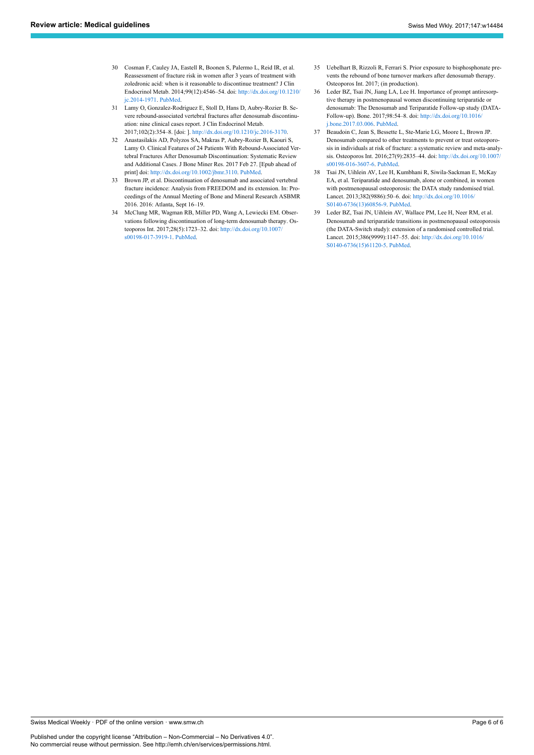30 Cosman F, Cauley JA, Eastell R, Boonen S, Palermo L, Reid IR, et al. Reassessment of fracture risk in women after 3 years of treatment with zoledronic acid: when is it reasonable to discontinue treatment? J Clin Endocrinol Metab. 2014;99(12):4546–54. doi: http://dx.doi.org/10.1210/jc.2014-1971. PubMed.

31 Lamy O, Gonzalez-Rodriguez E, Stoll D, Hans D, Aubry-Rozier B. Severe rebound-associated vertebral fractures after denosumab discontinuation: nine clinical cases report. J Clin Endocrinol Metab. 2017;102(2):354–8. [doi: ]. http://dx.doi.org/10.1210/jc.2016-3170.

32 Anastasilakis AD, Polyzos SA, Makras P, Aubry-Rozier B, Kaouri S, Lamy O. Clinical Features of 24 Patients With Rebound-Associated Vertebral Fractures After Denosumab Discontinuation: Systematic Review and Additional Cases. J Bone Miner Res. 2017 Feb 27. [Epub ahead of print] doi: http://dx.doi.org/10.1002/jbmr.3110. PubMed.

33 Brown JP, et al. Discontinuation of denosumab and associated vertebral fracture incidence: Analysis from FREEDOM and its extension. In: Proceedings of the Annual Meeting of Bone and Mineral Research ASBMR 2016. 2016: Atlanta, Sept 16–19.

34 McClung MR, Wagman RB, Miller PD, Wang A, Lewiecki EM. Observations following discontinuation of long-term denosumab therapy. Osteoporos Int. 2017;28(5):1723–32. doi: http://dx.doi.org/10.1007/s00198-017-3919-1. PubMed.

35 Uebelhart B, Rizzoli R, Ferrari S. Prior exposure to bisphosphonate prevents the rebound of bone turnover markers after denosumab therapy. Osteoporos Int. 2017; (in production).

36 Leder BZ, Tsai JN, Jiang LA, Lee H. Importance of prompt antiresorptive therapy in postmenopausal women discontinuing teriparatide or denosumab: The Denosumab and Teriparatide Follow-up study (DATA-Follow-up). Bone. 2017;98:54–8. doi: http://dx.doi.org/10.1016/j.bone.2017.03.006. PubMed.

37 Beaudoin C, Jean S, Bessette L, Ste-Marie LG, Moore L, Brown JP. Denosumab compared to other treatments to prevent or treat osteoporosis in individuals at risk of fracture: a systematic review and meta-analysis. Osteoporos Int. 2016;27(9):2835–44. doi: http://dx.doi.org/10.1007/s00198-016-3607-6. PubMed.

38 Tsai JN, Uihlein AV, Lee H, Kumbhani R, Siwila-Sackman E, McKay EA, et al. Teriparatide and denosumab, alone or combined, in women with postmenopausal osteoporosis: the DATA study randomised trial. Lancet. 2013;382(9886):50–6. doi: http://dx.doi.org/10.1016/S0140-6736(13)60856-9. PubMed.

39 Leder BZ, Tsai JN, Uihlein AV, Wallace PM, Lee H, Neer RM, et al. Denosumab and teriparatide transitions in postmenopausal osteoporosis (the DATA-Switch study): extension of a randomised controlled trial. Lancet. 2015;386(9999):1147–55. doi: http://dx.doi.org/10.1016/S0140-6736(15)61120-5. PubMed.

Published under the copyright license "Attribution – Non-Commercial – No Derivatives 4.0". No commercial reuse without permission. See http://emh.ch/en/services/permissions.html.